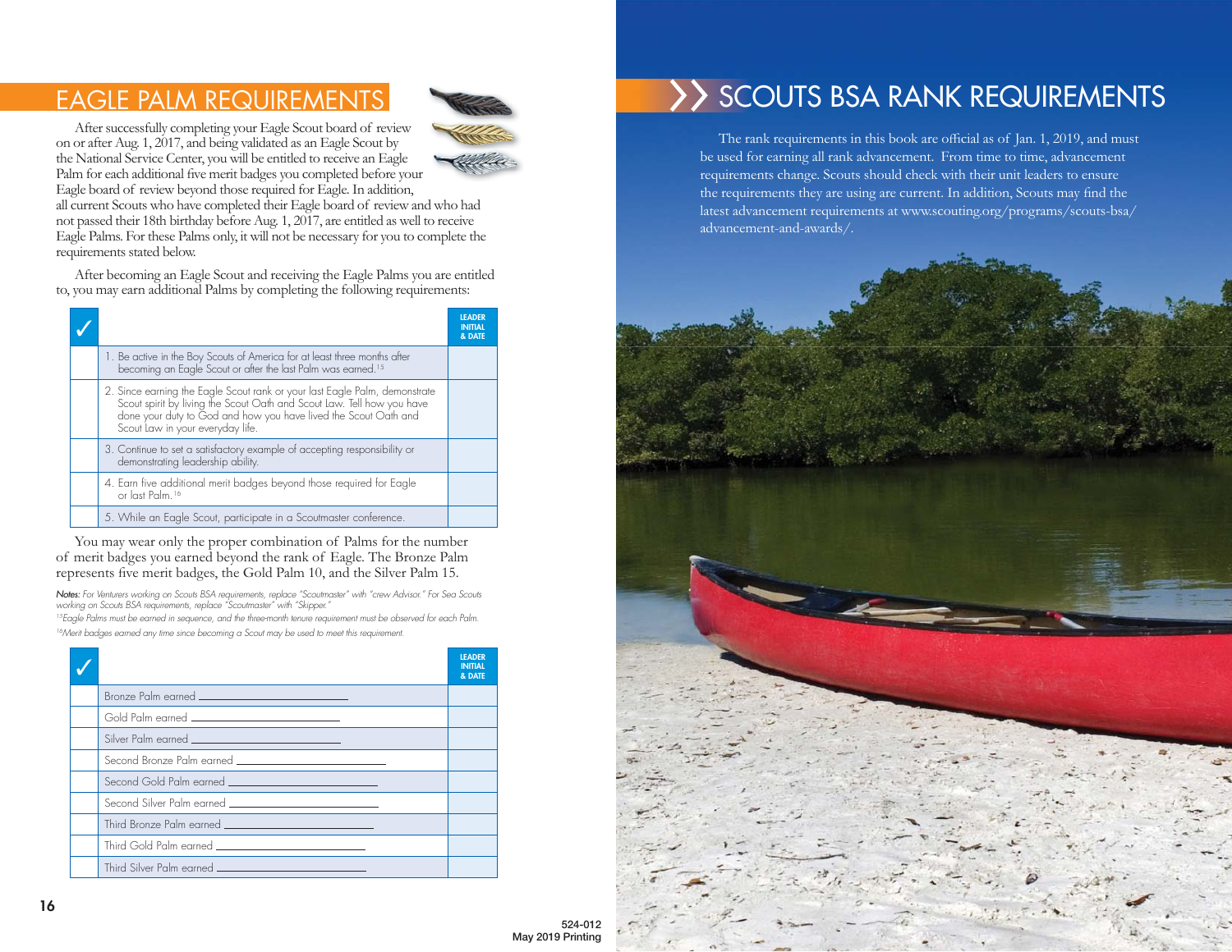# EAGLE PALM REQUIREMENTS

After successfully completing your Eagle Scout board of review on or after Aug. 1, 2017, and being validated as an Eagle Scout by the National Service Center, you will be entitled to receive an Eagle Palm for each additional five merit badges you completed before your Eagle board of review beyond those required for Eagle. In addition, all current Scouts who have completed their Eagle board of review and who had not passed their 18th birthday before Aug. 1, 2017, are entitled as well to receive Eagle Palms. For these Palms only, it will not be necessary for you to complete the requirements stated below.

After becoming an Eagle Scout and receiving the Eagle Palms you are entitled to, you may earn additional Palms by completing the following requirements:

| ✓ | | LEADER INITIAL & DATE |
|---|---|---|
| | 1. Be active in the Boy Scouts of America for at least three months after becoming an Eagle Scout or after the last Palm was earned.[15] | |
| | 2. Since earning the Eagle Scout rank or your last Eagle Palm, demonstrate Scout spirit by living the Scout Oath and Scout Law. Tell how you have done your duty to God and how you have lived the Scout Oath and Scout Law in your everyday life. | |
| | 3. Continue to set a satisfactory example of accepting responsibility or demonstrating leadership ability. | |
| | 4. Earn five additional merit badges beyond those required for Eagle or last Palm.[16] | |
| | 5. While an Eagle Scout, participate in a Scoutmaster conference. | |

You may wear only the proper combination of Palms for the number of merit badges you earned beyond the rank of Eagle. The Bronze Palm represents five merit badges, the Gold Palm 10, and the Silver Palm 15.

*Notes: For Venturers working on Scouts BSA requirements, replace "Scoutmaster" with "crew Advisor." For Sea Scouts working on Scouts BSA requirements, replace "Scoutmaster" with "Skipper."*

*[15]Eagle Palms must be earned in sequence, and the three-month tenure requirement must be observed for each Palm.*

*[16]Merit badges earned any time since becoming a Scout may be used to meet this requirement.*

| ✓ | | LEADER INITIAL & DATE |
|---|---|---|
| | Bronze Palm earned ________ | |
| | Gold Palm earned ________ | |
| | Silver Palm earned ________ | |
| | Second Bronze Palm earned ________ | |
| | Second Gold Palm earned ________ | |
| | Second Silver Palm earned ________ | |
| | Third Bronze Palm earned ________ | |
| | Third Gold Palm earned ________ | |
| | Third Silver Palm earned ________ | |

524-012
May 2019 Printing

# SCOUTS BSA RANK REQUIREMENTS

The rank requirements in this book are official as of Jan. 1, 2019, and must be used for earning all rank advancement. From time to time, advancement requirements change. Scouts should check with their unit leaders to ensure the requirements they are using are current. In addition, Scouts may find the latest advancement requirements at www.scouting.org/programs/scouts-bsa/advancement-and-awards/.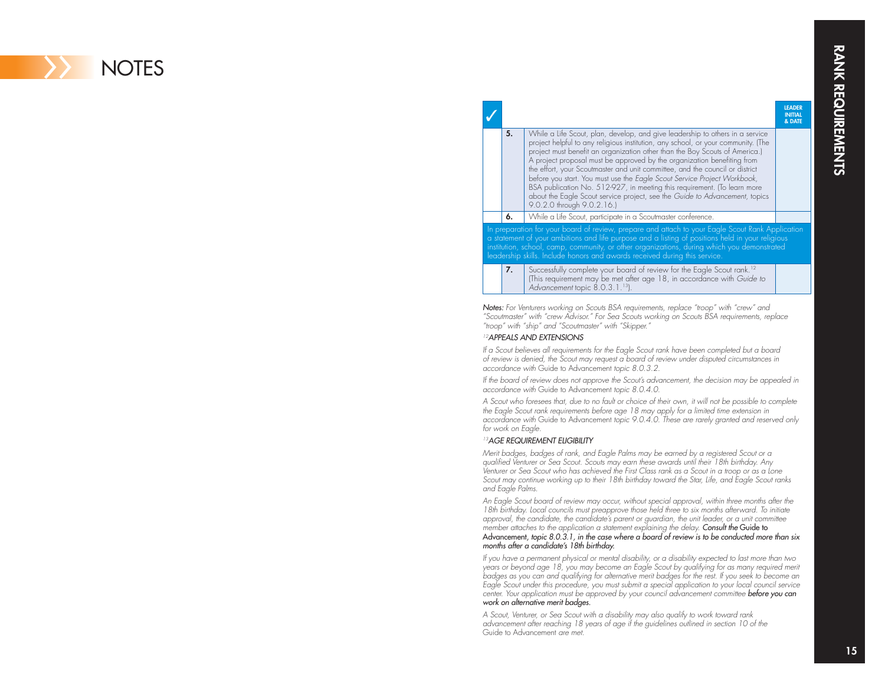# NOTES

| ✓ | | | LEADER INITIAL & DATE |
|---|---|---|---|
| | **5.** | While a Life Scout, plan, develop, and give leadership to others in a service project helpful to any religious institution, any school, or your community. (The project must benefit an organization other than the Boy Scouts of America.) A project proposal must be approved by the organization benefiting from the effort, your Scoutmaster and unit committee, and the council or district before you start. You must use the *Eagle Scout Service Project Workbook*, BSA publication No. 512-927, in meeting this requirement. (To learn more about the Eagle Scout service project, see the *Guide to Advancement*, topics 9.0.2.0 through 9.0.2.16.) | |
| | **6.** | While a Life Scout, participate in a Scoutmaster conference. | |
| In preparation for your board of review, prepare and attach to your Eagle Scout Rank Application a statement of your ambitions and life purpose and a listing of positions held in your religious institution, school, camp, community, or other organizations, during which you demonstrated leadership skills. Include honors and awards received during this service. | | | |
| | **7.** | Successfully complete your board of review for the Eagle Scout rank.[12] (This requirement may be met after age 18, in accordance with *Guide to Advancement* topic 8.0.3.1.[13]). | |

***Notes:*** *For Venturers working on Scouts BSA requirements, replace "troop" with "crew" and "Scoutmaster" with "crew Advisor." For Sea Scouts working on Scouts BSA requirements, replace "troop" with "ship" and "Scoutmaster" with "Skipper."*

*[12] APPEALS AND EXTENSIONS*

*If a Scout believes all requirements for the Eagle Scout rank have been completed but a board of review is denied, the Scout may request a board of review under disputed circumstances in accordance with* Guide to Advancement *topic 8.0.3.2.*

*If the board of review does not approve the Scout's advancement, the decision may be appealed in accordance with* Guide to Advancement *topic 8.0.4.0.*

*A Scout who foresees that, due to no fault or choice of their own, it will not be possible to complete the Eagle Scout rank requirements before age 18 may apply for a limited time extension in accordance with* Guide to Advancement *topic 9.0.4.0. These are rarely granted and reserved only for work on Eagle.*

*[13] AGE REQUIREMENT ELIGIBILITY*

*Merit badges, badges of rank, and Eagle Palms may be earned by a registered Scout or a qualified Venturer or Sea Scout. Scouts may earn these awards until their 18th birthday. Any Venturer or Sea Scout who has achieved the First Class rank as a Scout in a troop or as a Lone Scout may continue working up to their 18th birthday toward the Star, Life, and Eagle Scout ranks and Eagle Palms.*

*An Eagle Scout board of review may occur, without special approval, within three months after the 18th birthday. Local councils must preapprove those held three to six months afterward. To initiate approval, the candidate, the candidate's parent or guardian, the unit leader, or a unit committee member attaches to the application a statement explaining the delay.* ***Consult the** Guide to Advancement, **topic 8.0.3.1, in the case where a board of review is to be conducted more than six months after a candidate's 18th birthday.***

*If you have a permanent physical or mental disability, or a disability expected to last more than two years or beyond age 18, you may become an Eagle Scout by qualifying for as many required merit badges as you can and qualifying for alternative merit badges for the rest. If you seek to become an Eagle Scout under this procedure, you must submit a special application to your local council service center. Your application must be approved by your council advancement committee* ***before you can work on alternative merit badges.***

*A Scout, Venturer, or Sea Scout with a disability may also qualify to work toward rank advancement after reaching 18 years of age if the guidelines outlined in section 10 of the* Guide to Advancement *are met.*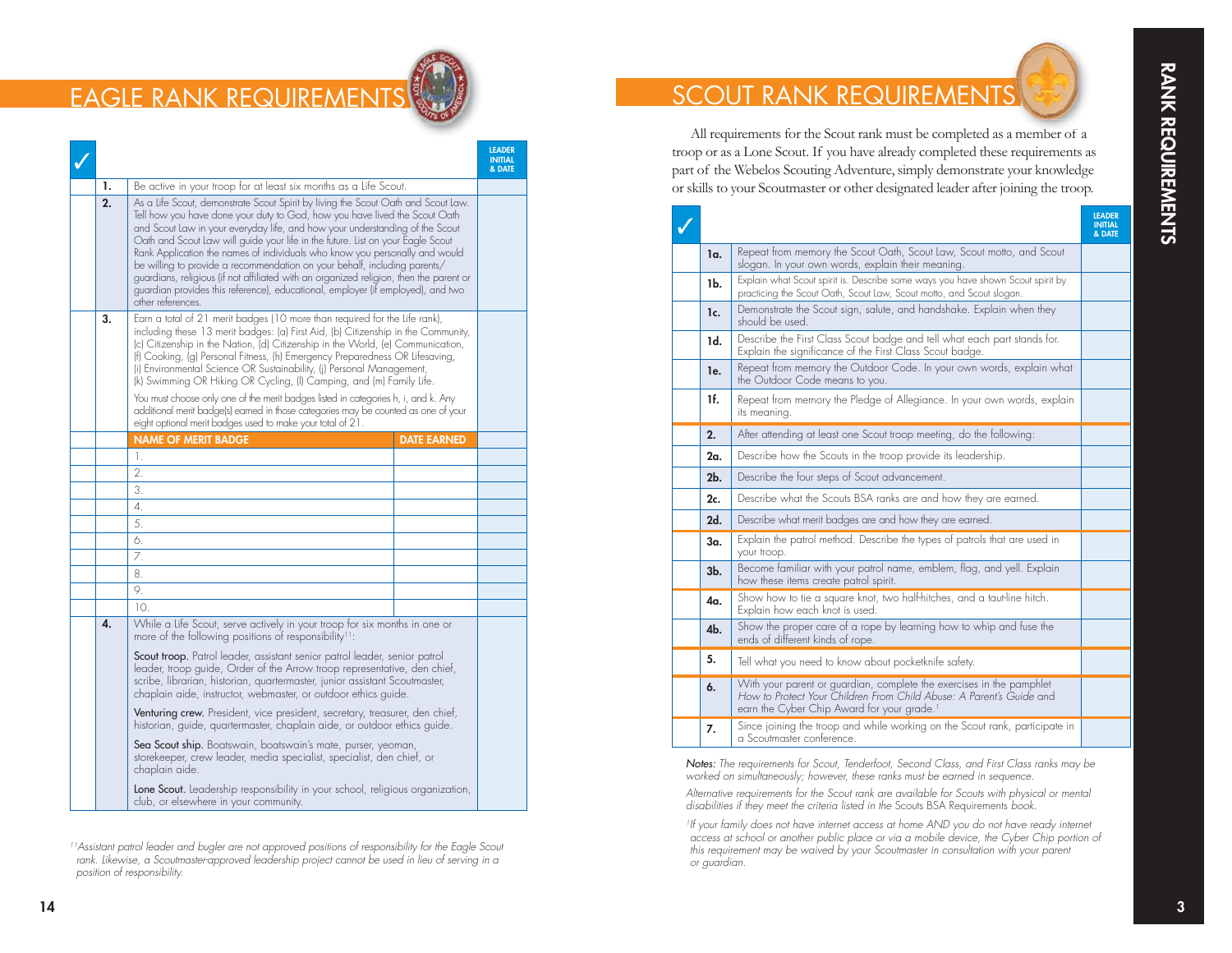# EAGLE RANK REQUIREMENTS

| ✓ | | | LEADER INITIAL & DATE |
|---|---|---|---|
| | **1.** | Be active in your troop for at least six months as a Life Scout. | |
| | **2.** | As a Life Scout, demonstrate Scout Spirit by living the Scout Oath and Scout Law. Tell how you have done your duty to God, how you have lived the Scout Oath and Scout Law in your everyday life, and how your understanding of the Scout Oath and Scout Law will guide your life in the future. List on your Eagle Scout Rank Application the names of individuals who know you personally and would be willing to provide a recommendation on your behalf, including parents/guardians, religious (if not affiliated with an organized religion, then the parent or guardian provides this reference), educational, employer (if employed), and two other references. | |
| | **3.** | Earn a total of 21 merit badges (10 more than required for the Life rank), including these 13 merit badges: (a) First Aid, (b) Citizenship in the Community, (c) Citizenship in the Nation, (d) Citizenship in the World, (e) Communication, (f) Cooking, (g) Personal Fitness, (h) Emergency Preparedness OR Lifesaving, (i) Environmental Science OR Sustainability, (j) Personal Management, (k) Swimming OR Hiking OR Cycling, (l) Camping, and (m) Family Life. You must choose only one of the merit badges listed in categories h, i, and k. Any additional merit badge(s) earned in those categories may be counted as one of your eight optional merit badges used to make your total of 21. | |

| NAME OF MERIT BADGE | DATE EARNED | |
|---|---|---|
| 1. | | |
| 2. | | |
| 3. | | |
| 4. | | |
| 5. | | |
| 6. | | |
| 7. | | |
| 8. | | |
| 9. | | |
| 10. | | |

| ✓ | | | LEADER INITIAL & DATE |
|---|---|---|---|
| | **4.** | While a Life Scout, serve actively in your troop for six months in one or more of the following positions of responsibility[11]:<br><br>**Scout troop.** Patrol leader, assistant senior patrol leader, senior patrol leader, troop guide, Order of the Arrow troop representative, den chief, scribe, librarian, historian, quartermaster, junior assistant Scoutmaster, chaplain aide, instructor, webmaster, or outdoor ethics guide.<br><br>**Venturing crew.** President, vice president, secretary, treasurer, den chief, historian, guide, quartermaster, chaplain aide, or outdoor ethics guide.<br><br>**Sea Scout ship.** Boatswain, boatswain's mate, purser, yeoman, storekeeper, crew leader, media specialist, specialist, den chief, or chaplain aide.<br><br>**Lone Scout.** Leadership responsibility in your school, religious organization, club, or elsewhere in your community. | |

*[11]Assistant patrol leader and bugler are not approved positions of responsibility for the Eagle Scout rank. Likewise, a Scoutmaster-approved leadership project cannot be used in lieu of serving in a position of responsibility.*

# SCOUT RANK REQUIREMENTS

All requirements for the Scout rank must be completed as a member of a troop or as a Lone Scout. If you have already completed these requirements as part of the Webelos Scouting Adventure, simply demonstrate your knowledge or skills to your Scoutmaster or other designated leader after joining the troop.

| ✓ | | | LEADER INITIAL & DATE |
|---|---|---|---|
| | **1a.** | Repeat from memory the Scout Oath, Scout Law, Scout motto, and Scout slogan. In your own words, explain their meaning. | |
| | **1b.** | Explain what Scout spirit is. Describe some ways you have shown Scout spirit by practicing the Scout Oath, Scout Law, Scout motto, and Scout slogan. | |
| | **1c.** | Demonstrate the Scout sign, salute, and handshake. Explain when they should be used. | |
| | **1d.** | Describe the First Class Scout badge and tell what each part stands for. Explain the significance of the First Class Scout badge. | |
| | **1e.** | Repeat from memory the Outdoor Code. In your own words, explain what the Outdoor Code means to you. | |
| | **1f.** | Repeat from memory the Pledge of Allegiance. In your own words, explain its meaning. | |
| | **2.** | After attending at least one Scout troop meeting, do the following: | |
| | **2a.** | Describe how the Scouts in the troop provide its leadership. | |
| | **2b.** | Describe the four steps of Scout advancement. | |
| | **2c.** | Describe what the Scouts BSA ranks are and how they are earned. | |
| | **2d.** | Describe what merit badges are and how they are earned. | |
| | **3a.** | Explain the patrol method. Describe the types of patrols that are used in your troop. | |
| | **3b.** | Become familiar with your patrol name, emblem, flag, and yell. Explain how these items create patrol spirit. | |
| | **4a.** | Show how to tie a square knot, two half-hitches, and a taut-line hitch. Explain how each knot is used. | |
| | **4b.** | Show the proper care of a rope by learning how to whip and fuse the ends of different kinds of rope. | |
| | **5.** | Tell what you need to know about pocketknife safety. | |
| | **6.** | With your parent or guardian, complete the exercises in the pamphlet *How to Protect Your Children From Child Abuse: A Parent's Guide* and earn the Cyber Chip Award for your grade.[1] | |
| | **7.** | Since joining the troop and while working on the Scout rank, participate in a Scoutmaster conference. | |

*Notes: The requirements for Scout, Tenderfoot, Second Class, and First Class ranks may be worked on simultaneously; however, these ranks must be earned in sequence.*

*Alternative requirements for the Scout rank are available for Scouts with physical or mental disabilities if they meet the criteria listed in the Scouts BSA Requirements book.*

*[1]If your family does not have internet access at home AND you do not have ready internet access at school or another public place or via a mobile device, the Cyber Chip portion of this requirement may be waived by your Scoutmaster in consultation with your parent or guardian.*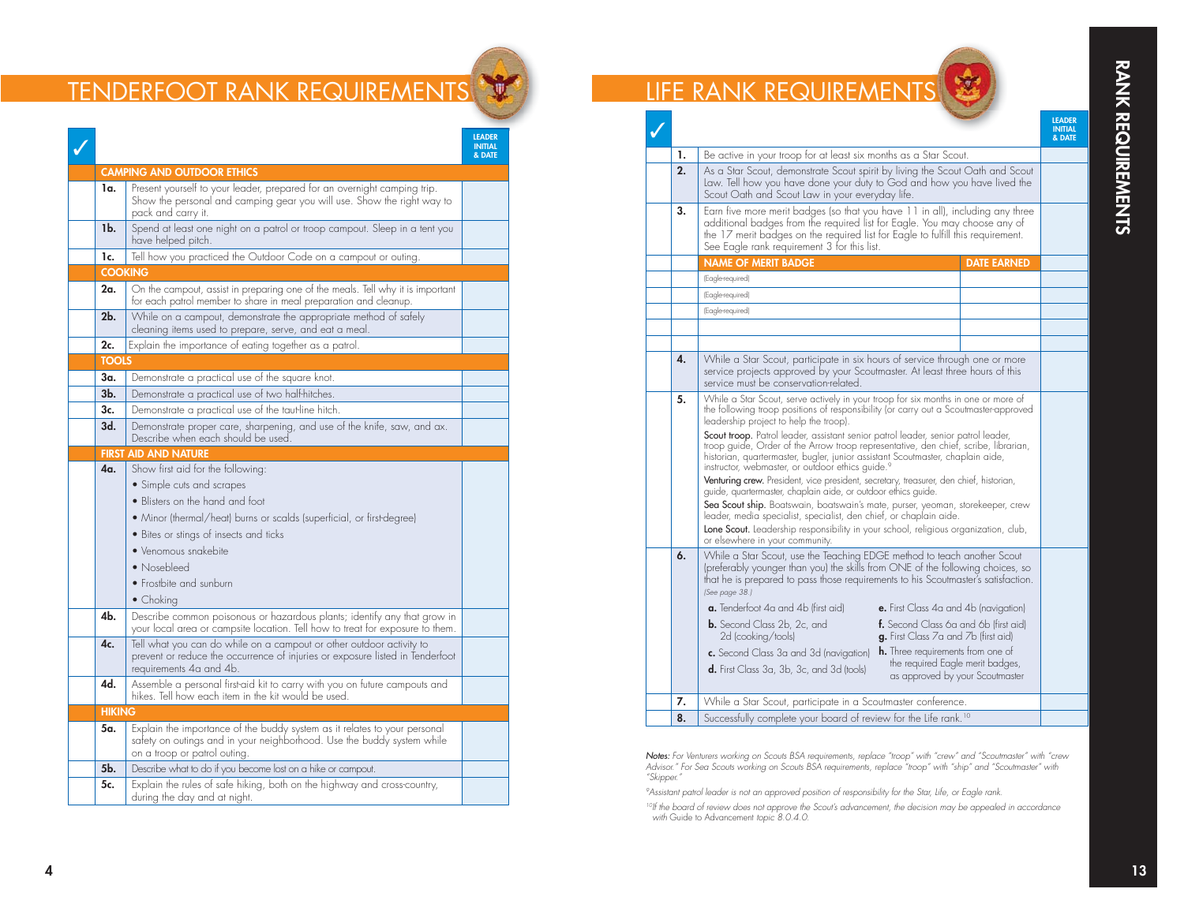# TENDERFOOT RANK REQUIREMENTS

| ✓ | | | LEADER INITIAL & DATE |
|---|---|---|---|
| | **CAMPING AND OUTDOOR ETHICS** | | |
| | **1a.** | Present yourself to your leader, prepared for an overnight camping trip. Show the personal and camping gear you will use. Show the right way to pack and carry it. | |
| | **1b.** | Spend at least one night on a patrol or troop campout. Sleep in a tent you have helped pitch. | |
| | **1c.** | Tell how you practiced the Outdoor Code on a campout or outing. | |
| | **COOKING** | | |
| | **2a.** | On the campout, assist in preparing one of the meals. Tell why it is important for each patrol member to share in meal preparation and cleanup. | |
| | **2b.** | While on a campout, demonstrate the appropriate method of safely cleaning items used to prepare, serve, and eat a meal. | |
| | **2c.** | Explain the importance of eating together as a patrol. | |
| | **TOOLS** | | |
| | **3a.** | Demonstrate a practical use of the square knot. | |
| | **3b.** | Demonstrate a practical use of two half-hitches. | |
| | **3c.** | Demonstrate a practical use of the taut-line hitch. | |
| | **3d.** | Demonstrate proper care, sharpening, and use of the knife, saw, and ax. Describe when each should be used. | |
| | **FIRST AID AND NATURE** | | |
| | **4a.** | Show first aid for the following: • Simple cuts and scrapes • Blisters on the hand and foot • Minor (thermal/heat) burns or scalds (superficial, or first-degree) • Bites or stings of insects and ticks • Venomous snakebite • Nosebleed • Frostbite and sunburn • Choking | |
| | **4b.** | Describe common poisonous or hazardous plants; identify any that grow in your local area or campsite location. Tell how to treat for exposure to them. | |
| | **4c.** | Tell what you can do while on a campout or other outdoor activity to prevent or reduce the occurrence of injuries or exposure listed in Tenderfoot requirements 4a and 4b. | |
| | **4d.** | Assemble a personal first-aid kit to carry with you on future campouts and hikes. Tell how each item in the kit would be used. | |
| | **HIKING** | | |
| | **5a.** | Explain the importance of the buddy system as it relates to your personal safety on outings and in your neighborhood. Use the buddy system while on a troop or patrol outing. | |
| | **5b.** | Describe what to do if you become lost on a hike or campout. | |
| | **5c.** | Explain the rules of safe hiking, both on the highway and cross-country, during the day and at night. | |

# LIFE RANK REQUIREMENTS

| ✓ | | | | LEADER INITIAL & DATE |
|---|---|---|---|---|
| | **1.** | Be active in your troop for at least six months as a Star Scout. | | |
| | **2.** | As a Star Scout, demonstrate Scout spirit by living the Scout Oath and Scout Law. Tell how you have done your duty to God and how you have lived the Scout Oath and Scout Law in your everyday life. | | |
| | **3.** | Earn five more merit badges (so that you have 11 in all), including any three additional badges from the required list for Eagle. You may choose any of the 17 merit badges on the required list for Eagle to fulfill this requirement. See Eagle rank requirement 3 for this list. | | |
| | | **NAME OF MERIT BADGE** | **DATE EARNED** | |
| | | (Eagle-required) | | |
| | | (Eagle-required) | | |
| | | (Eagle-required) | | |
| | | | | |
| | | | | |
| | **4.** | While a Star Scout, participate in six hours of service through one or more service projects approved by your Scoutmaster. At least three hours of this service must be conservation-related. | | |
| | **5.** | While a Star Scout, serve actively in your troop for six months in one or more of the following troop positions of responsibility (or carry out a Scoutmaster-approved leadership project to help the troop). **Scout troop.** Patrol leader, assistant senior patrol leader, senior patrol leader, troop guide, Order of the Arrow troop representative, den chief, scribe, librarian, historian, quartermaster, bugler, junior assistant Scoutmaster, chaplain aide, instructor, webmaster, or outdoor ethics guide.[9] **Venturing crew.** President, vice president, secretary, treasurer, den chief, historian, guide, quartermaster, chaplain aide, or outdoor ethics guide. **Sea Scout ship.** Boatswain, boatswain's mate, purser, yeoman, storekeeper, crew leader, media specialist, specialist, den chief, or chaplain aide. **Lone Scout.** Leadership responsibility in your school, religious organization, club, or elsewhere in your community. | | |
| | **6.** | While a Star Scout, use the Teaching EDGE method to teach another Scout (preferably younger than you) the skills from ONE of the following choices, so that he is prepared to pass those requirements to his Scoutmaster's satisfaction. *(See page 38.)* **a.** Tenderfoot 4a and 4b (first aid); **b.** Second Class 2b, 2c, and 2d (cooking/tools); **c.** Second Class 3a and 3d (navigation); **d.** First Class 3a, 3b, 3c, and 3d (tools); **e.** First Class 4a and 4b (navigation); **f.** Second Class 6a and 6b (first aid); **g.** First Class 7a and 7b (first aid); **h.** Three requirements from one of the required Eagle merit badges, as approved by your Scoutmaster | | |
| | **7.** | While a Star Scout, participate in a Scoutmaster conference. | | |
| | **8.** | Successfully complete your board of review for the Life rank.[10] | | |

*Notes: For Venturers working on Scouts BSA requirements, replace "troop" with "crew" and "Scoutmaster" with "crew Advisor." For Sea Scouts working on Scouts BSA requirements, replace "troop" with "ship" and "Scoutmaster" with "Skipper."*

*[9] Assistant patrol leader is not an approved position of responsibility for the Star, Life, or Eagle rank.*

*[10] If the board of review does not approve the Scout's advancement, the decision may be appealed in accordance with Guide to Advancement topic 8.0.4.0.*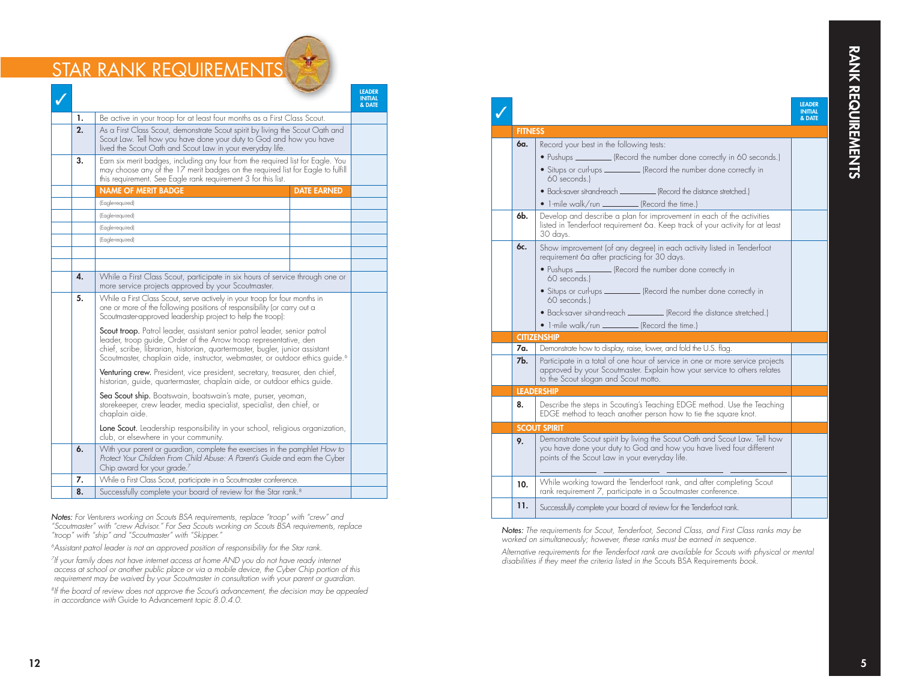# STAR RANK REQUIREMENTS

| ✓ | | | | LEADER INITIAL & DATE |
|---|---|---|---|---|
| | 1. | Be active in your troop for at least four months as a First Class Scout. | | |
| | 2. | As a First Class Scout, demonstrate Scout spirit by living the Scout Oath and Scout Law. Tell how you have done your duty to God and how you have lived the Scout Oath and Scout Law in your everyday life. | | |
| | 3. | Earn six merit badges, including any four from the required list for Eagle. You may choose any of the 17 merit badges on the required list for Eagle to fulfill this requirement. See Eagle rank requirement 3 for this list. | | |
| | | **NAME OF MERIT BADGE** | **DATE EARNED** | |
| | | (Eagle-required) | | |
| | | (Eagle-required) | | |
| | | (Eagle-required) | | |
| | | (Eagle-required) | | |
| | | | | |
| | | | | |
| | 4. | While a First Class Scout, participate in six hours of service through one or more service projects approved by your Scoutmaster. | | |
| | 5. | While a First Class Scout, serve actively in your troop for four months in one or more of the following positions of responsibility (or carry out a Scoutmaster-approved leadership project to help the troop):<br><br>**Scout troop.** Patrol leader, assistant senior patrol leader, senior patrol leader, troop guide, Order of the Arrow troop representative, den chief, scribe, librarian, historian, quartermaster, bugler, junior assistant Scoutmaster, chaplain aide, instructor, webmaster, or outdoor ethics guide.[6]<br><br>**Venturing crew.** President, vice president, secretary, treasurer, den chief, historian, guide, quartermaster, chaplain aide, or outdoor ethics guide.<br><br>**Sea Scout ship.** Boatswain, boatswain's mate, purser, yeoman, storekeeper, crew leader, media specialist, specialist, den chief, or chaplain aide.<br><br>**Lone Scout.** Leadership responsibility in your school, religious organization, club, or elsewhere in your community. | | |
| | 6. | With your parent or guardian, complete the exercises in the pamphlet *How to Protect Your Children From Child Abuse: A Parent's Guide* and earn the Cyber Chip award for your grade.[7] | | |
| | 7. | While a First Class Scout, participate in a Scoutmaster conference. | | |
| | 8. | Successfully complete your board of review for the Star rank.[8] | | |

*Notes: For Venturers working on Scouts BSA requirements, replace "troop" with "crew" and "Scoutmaster" with "crew Advisor." For Sea Scouts working on Scouts BSA requirements, replace "troop" with "ship" and "Scoutmaster" with "Skipper."*

[6]*Assistant patrol leader is not an approved position of responsibility for the Star rank.*

[7]*If your family does not have internet access at home AND you do not have ready internet access at school or another public place or via a mobile device, the Cyber Chip portion of this requirement may be waived by your Scoutmaster in consultation with your parent or guardian.*

[8]*If the board of review does not approve the Scout's advancement, the decision may be appealed in accordance with* Guide to Advancement *topic 8.0.4.0.*

| ✓ | | | LEADER INITIAL & DATE |
|---|---|---|---|
| | **FITNESS** | | |
| | 6a. | Record your best in the following tests:<br>• Pushups ________ (Record the number done correctly in 60 seconds.)<br>• Situps or curl-ups ________ (Record the number done correctly in 60 seconds.)<br>• Back-saver sit-and-reach ________ (Record the distance stretched.)<br>• 1-mile walk/run ________ (Record the time.) | |
| | 6b. | Develop and describe a plan for improvement in each of the activities listed in Tenderfoot requirement 6a. Keep track of your activity for at least 30 days. | |
| | 6c. | Show improvement (of any degree) in each activity listed in Tenderfoot requirement 6a after practicing for 30 days.<br>• Pushups ________ (Record the number done correctly in 60 seconds.)<br>• Situps or curl-ups ________ (Record the number done correctly in 60 seconds.)<br>• Back-saver sit-and-reach ________ (Record the distance stretched.)<br>• 1-mile walk/run ________ (Record the time.) | |
| | **CITIZENSHIP** | | |
| | 7a. | Demonstrate how to display, raise, lower, and fold the U.S. flag. | |
| | 7b. | Participate in a total of one hour of service in one or more service projects approved by your Scoutmaster. Explain how your service to others relates to the Scout slogan and Scout motto. | |
| | **LEADERSHIP** | | |
| | 8. | Describe the steps in Scouting's Teaching EDGE method. Use the Teaching EDGE method to teach another person how to tie the square knot. | |
| | **SCOUT SPIRIT** | | |
| | 9. | Demonstrate Scout spirit by living the Scout Oath and Scout Law. Tell how you have done your duty to God and how you have lived four different points of the Scout Law in your everyday life.<br>________ ________ ________ ________ | |
| | 10. | While working toward the Tenderfoot rank, and after completing Scout rank requirement 7, participate in a Scoutmaster conference. | |
| | 11. | Successfully complete your board of review for the Tenderfoot rank. | |

*Notes: The requirements for Scout, Tenderfoot, Second Class, and First Class ranks may be worked on simultaneously; however, these ranks must be earned in sequence.*

*Alternative requirements for the Tenderfoot rank are available for Scouts with physical or mental disabilities if they meet the criteria listed in the Scouts BSA Requirements book.*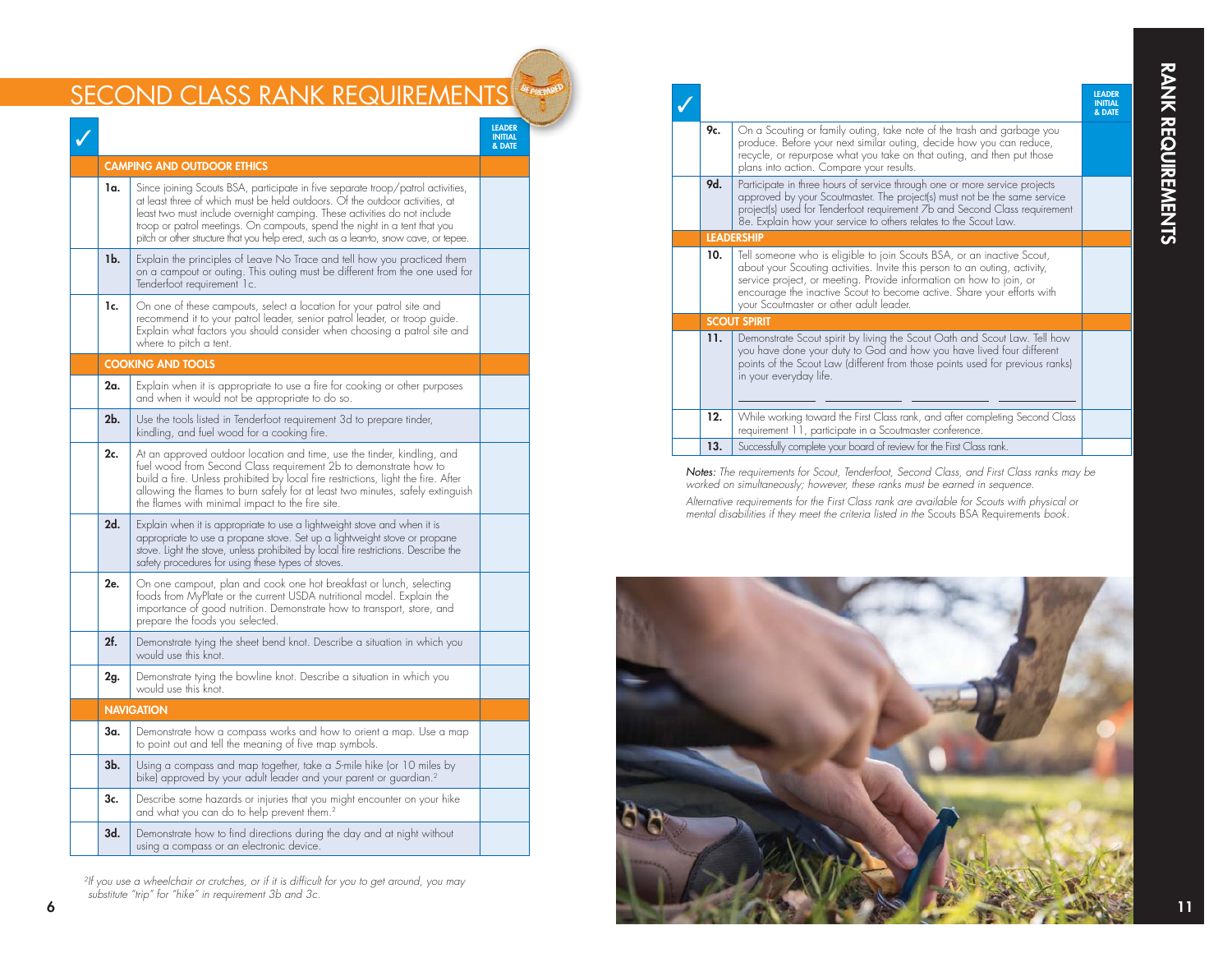# SECOND CLASS RANK REQUIREMENTS

| ✓ | | | LEADER INITIAL & DATE |
|---|---|---|---|
| | **CAMPING AND OUTDOOR ETHICS** | | |
| | **1a.** | Since joining Scouts BSA, participate in five separate troop/patrol activities, at least three of which must be held outdoors. Of the outdoor activities, at least two must include overnight camping. These activities do not include troop or patrol meetings. On campouts, spend the night in a tent that you pitch or other structure that you help erect, such as a lean-to, snow cave, or tepee. | |
| | **1b.** | Explain the principles of Leave No Trace and tell how you practiced them on a campout or outing. This outing must be different from the one used for Tenderfoot requirement 1c. | |
| | **1c.** | On one of these campouts, select a location for your patrol site and recommend it to your patrol leader, senior patrol leader, or troop guide. Explain what factors you should consider when choosing a patrol site and where to pitch a tent. | |
| | **COOKING AND TOOLS** | | |
| | **2a.** | Explain when it is appropriate to use a fire for cooking or other purposes and when it would not be appropriate to do so. | |
| | **2b.** | Use the tools listed in Tenderfoot requirement 3d to prepare tinder, kindling, and fuel wood for a cooking fire. | |
| | **2c.** | At an approved outdoor location and time, use the tinder, kindling, and fuel wood from Second Class requirement 2b to demonstrate how to build a fire. Unless prohibited by local fire restrictions, light the fire. After allowing the flames to burn safely for at least two minutes, safely extinguish the flames with minimal impact to the fire site. | |
| | **2d.** | Explain when it is appropriate to use a lightweight stove and when it is appropriate to use a propane stove. Set up a lightweight stove or propane stove. Light the stove, unless prohibited by local fire restrictions. Describe the safety procedures for using these types of stoves. | |
| | **2e.** | On one campout, plan and cook one hot breakfast or lunch, selecting foods from MyPlate or the current USDA nutritional model. Explain the importance of good nutrition. Demonstrate how to transport, store, and prepare the foods you selected. | |
| | **2f.** | Demonstrate tying the sheet bend knot. Describe a situation in which you would use this knot. | |
| | **2g.** | Demonstrate tying the bowline knot. Describe a situation in which you would use this knot. | |
| | **NAVIGATION** | | |
| | **3a.** | Demonstrate how a compass works and how to orient a map. Use a map to point out and tell the meaning of five map symbols. | |
| | **3b.** | Using a compass and map together, take a 5-mile hike (or 10 miles by bike) approved by your adult leader and your parent or guardian.[2] | |
| | **3c.** | Describe some hazards or injuries that you might encounter on your hike and what you can do to help prevent them.[2] | |
| | **3d.** | Demonstrate how to find directions during the day and at night without using a compass or an electronic device. | |

*[2]If you use a wheelchair or crutches, or if it is difficult for you to get around, you may substitute "trip" for "hike" in requirement 3b and 3c.*

| ✓ | | | LEADER INITIAL & DATE |
|---|---|---|---|
| | **9c.** | On a Scouting or family outing, take note of the trash and garbage you produce. Before your next similar outing, decide how you can reduce, recycle, or repurpose what you take on that outing, and then put those plans into action. Compare your results. | |
| | **9d.** | Participate in three hours of service through one or more service projects approved by your Scoutmaster. The project(s) must not be the same service project(s) used for Tenderfoot requirement 7b and Second Class requirement 8e. Explain how your service to others relates to the Scout Law. | |
| | **LEADERSHIP** | | |
| | **10.** | Tell someone who is eligible to join Scouts BSA, or an inactive Scout, about your Scouting activities. Invite this person to an outing, activity, service project, or meeting. Provide information on how to join, or encourage the inactive Scout to become active. Share your efforts with your Scoutmaster or other adult leader. | |
| | **SCOUT SPIRIT** | | |
| | **11.** | Demonstrate Scout spirit by living the Scout Oath and Scout Law. Tell how you have done your duty to God and how you have lived four different points of the Scout Law (different from those points used for previous ranks) in your everyday life. ____________ ____________ ____________ ____________ | |
| | **12.** | While working toward the First Class rank, and after completing Second Class requirement 11, participate in a Scoutmaster conference. | |
| | **13.** | Successfully complete your board of review for the First Class rank. | |

*Notes: The requirements for Scout, Tenderfoot, Second Class, and First Class ranks may be worked on simultaneously; however, these ranks must be earned in sequence.*

*Alternative requirements for the First Class rank are available for Scouts with physical or mental disabilities if they meet the criteria listed in the* Scouts BSA Requirements *book.*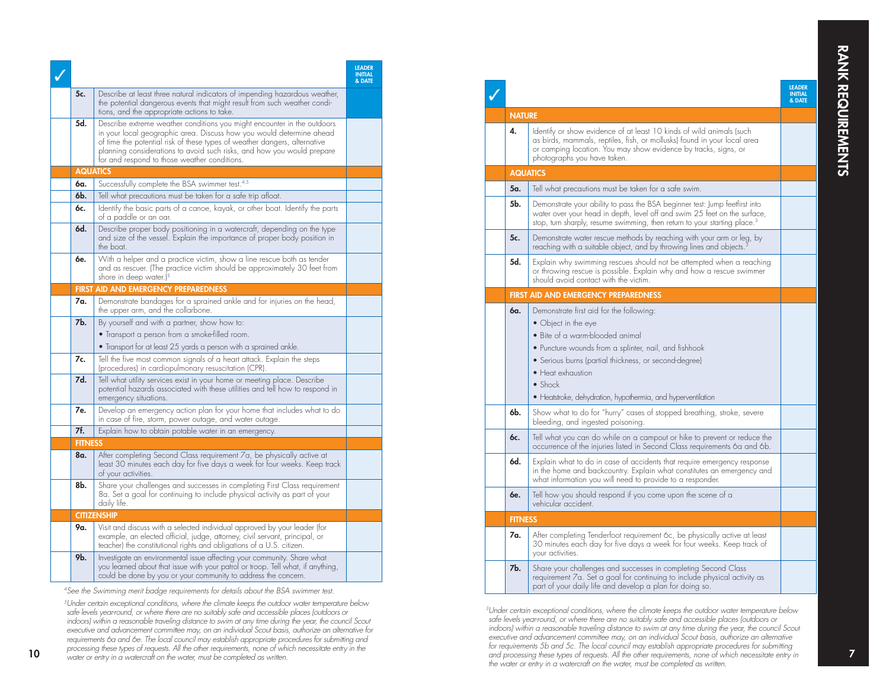| ✓ | | | LEADER INITIAL & DATE |
|---|---|---|---|
| | **5c.** | Describe at least three natural indicators of impending hazardous weather, the potential dangerous events that might result from such weather conditions, and the appropriate actions to take. | |
| | **5d.** | Describe extreme weather conditions you might encounter in the outdoors in your local geographic area. Discuss how you would determine ahead of time the potential risk of these types of weather dangers, alternative planning considerations to avoid such risks, and how you would prepare for and respond to those weather conditions. | |
| | **AQUATICS** | | |
| | **6a.** | Successfully complete the BSA swimmer test.[4,5] | |
| | **6b.** | Tell what precautions must be taken for a safe trip afloat. | |
| | **6c.** | Identify the basic parts of a canoe, kayak, or other boat. Identify the parts of a paddle or an oar. | |
| | **6d.** | Describe proper body positioning in a watercraft, depending on the type and size of the vessel. Explain the importance of proper body position in the boat. | |
| | **6e.** | With a helper and a practice victim, show a line rescue both as tender and as rescuer. (The practice victim should be approximately 30 feet from shore in deep water.)[5] | |
| | **FIRST AID AND EMERGENCY PREPAREDNESS** | | |
| | **7a.** | Demonstrate bandages for a sprained ankle and for injuries on the head, the upper arm, and the collarbone. | |
| | **7b.** | By yourself and with a partner, show how to: • Transport a person from a smoke-filled room. • Transport for at least 25 yards a person with a sprained ankle. | |
| | **7c.** | Tell the five most common signals of a heart attack. Explain the steps (procedures) in cardiopulmonary resuscitation (CPR). | |
| | **7d.** | Tell what utility services exist in your home or meeting place. Describe potential hazards associated with these utilities and tell how to respond in emergency situations. | |
| | **7e.** | Develop an emergency action plan for your home that includes what to do in case of fire, storm, power outage, and water outage. | |
| | **7f.** | Explain how to obtain potable water in an emergency. | |
| | **FITNESS** | | |
| | **8a.** | After completing Second Class requirement 7a, be physically active at least 30 minutes each day for five days a week for four weeks. Keep track of your activities. | |
| | **8b.** | Share your challenges and successes in completing First Class requirement 8a. Set a goal for continuing to include physical activity as part of your daily life. | |
| | **CITIZENSHIP** | | |
| | **9a.** | Visit and discuss with a selected individual approved by your leader (for example, an elected official, judge, attorney, civil servant, principal, or teacher) the constitutional rights and obligations of a U.S. citizen. | |
| | **9b.** | Investigate an environmental issue affecting your community. Share what you learned about that issue with your patrol or troop. Tell what, if anything, could be done by you or your community to address the concern. | |

*[4]See the Swimming merit badge requirements for details about the BSA swimmer test.*

*[5]Under certain exceptional conditions, where the climate keeps the outdoor water temperature below safe levels year-round, or where there are no suitably safe and accessible places (outdoors or indoors) within a reasonable traveling distance to swim at any time during the year, the council Scout executive and advancement committee may, on an individual Scout basis, authorize an alternative for requirements 6a and 6e. The local council may establish appropriate procedures for submitting and processing these types of requests. All the other requirements, none of which necessitate entry in the water or entry in a watercraft on the water, must be completed as written.*

## RANK REQUIREMENTS

| ✓ | | | LEADER INITIAL & DATE |
|---|---|---|---|
| | **NATURE** | | |
| | **4.** | Identify or show evidence of at least 10 kinds of wild animals (such as birds, mammals, reptiles, fish, or mollusks) found in your local area or camping location. You may show evidence by tracks, signs, or photographs you have taken. | |
| | **AQUATICS** | | |
| | **5a.** | Tell what precautions must be taken for a safe swim. | |
| | **5b.** | Demonstrate your ability to pass the BSA beginner test: Jump feetfirst into water over your head in depth, level off and swim 25 feet on the surface, stop, turn sharply, resume swimming, then return to your starting place.[3] | |
| | **5c.** | Demonstrate water rescue methods by reaching with your arm or leg, by reaching with a suitable object, and by throwing lines and objects.[3] | |
| | **5d.** | Explain why swimming rescues should not be attempted when a reaching or throwing rescue is possible. Explain why and how a rescue swimmer should avoid contact with the victim. | |
| | **FIRST AID AND EMERGENCY PREPAREDNESS** | | |
| | **6a.** | Demonstrate first aid for the following: • Object in the eye • Bite of a warm-blooded animal • Puncture wounds from a splinter, nail, and fishhook • Serious burns (partial thickness, or second-degree) • Heat exhaustion • Shock • Heatstroke, dehydration, hypothermia, and hyperventilation | |
| | **6b.** | Show what to do for "hurry" cases of stopped breathing, stroke, severe bleeding, and ingested poisoning. | |
| | **6c.** | Tell what you can do while on a campout or hike to prevent or reduce the occurrence of the injuries listed in Second Class requirements 6a and 6b. | |
| | **6d.** | Explain what to do in case of accidents that require emergency response in the home and backcountry. Explain what constitutes an emergency and what information you will need to provide to a responder. | |
| | **6e.** | Tell how you should respond if you come upon the scene of a vehicular accident. | |
| | **FITNESS** | | |
| | **7a.** | After completing Tenderfoot requirement 6c, be physically active at least 30 minutes each day for five days a week for four weeks. Keep track of your activities. | |
| | **7b.** | Share your challenges and successes in completing Second Class requirement 7a. Set a goal for continuing to include physical activity as part of your daily life and develop a plan for doing so. | |

*[3]Under certain exceptional conditions, where the climate keeps the outdoor water temperature below safe levels year-round, or where there are no suitably safe and accessible places (outdoors or indoors) within a reasonable traveling distance to swim at any time during the year, the council Scout executive and advancement committee may, on an individual Scout basis, authorize an alternative for requirements 5b and 5c. The local council may establish appropriate procedures for submitting and processing these types of requests. All the other requirements, none of which necessitate entry in the water or entry in a watercraft on the water, must be completed as written.*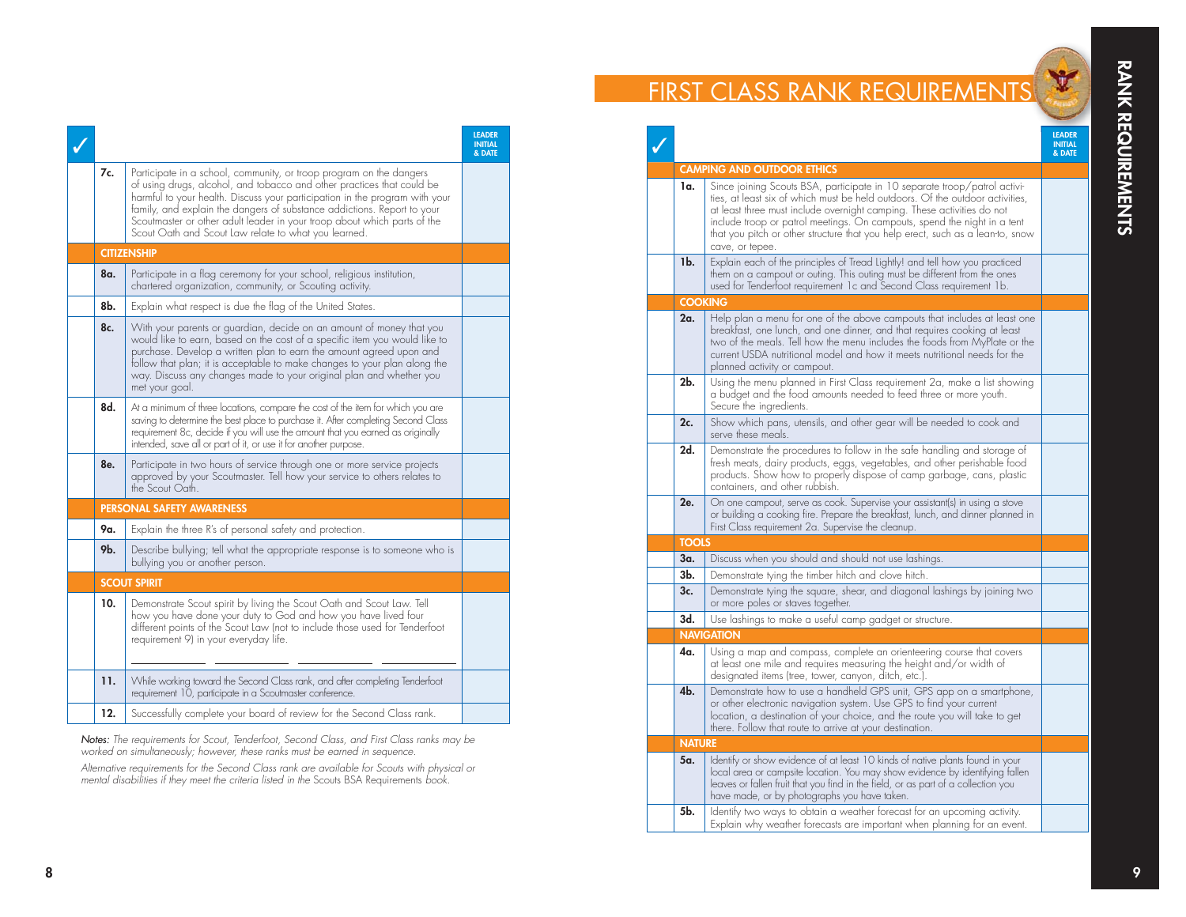| ✓ | | | LEADER INITIAL & DATE |
|---|---|---|---|
| | **7c.** | Participate in a school, community, or troop program on the dangers of using drugs, alcohol, and tobacco and other practices that could be harmful to your health. Discuss your participation in the program with your family, and explain the dangers of substance addictions. Report to your Scoutmaster or other adult leader in your troop about which parts of the Scout Oath and Scout Law relate to what you learned. | |
| | **CITIZENSHIP** | | |
| | **8a.** | Participate in a flag ceremony for your school, religious institution, chartered organization, community, or Scouting activity. | |
| | **8b.** | Explain what respect is due the flag of the United States. | |
| | **8c.** | With your parents or guardian, decide on an amount of money that you would like to earn, based on the cost of a specific item you would like to purchase. Develop a written plan to earn the amount agreed upon and follow that plan; it is acceptable to make changes to your plan along the way. Discuss any changes made to your original plan and whether you met your goal. | |
| | **8d.** | At a minimum of three locations, compare the cost of the item for which you are saving to determine the best place to purchase it. After completing Second Class requirement 8c, decide if you will use the amount that you earned as originally intended, save all or part of it, or use it for another purpose. | |
| | **8e.** | Participate in two hours of service through one or more service projects approved by your Scoutmaster. Tell how your service to others relates to the Scout Oath. | |
| | **PERSONAL SAFETY AWARENESS** | | |
| | **9a.** | Explain the three R's of personal safety and protection. | |
| | **9b.** | Describe bullying; tell what the appropriate response is to someone who is bullying you or another person. | |
| | **SCOUT SPIRIT** | | |
| | **10.** | Demonstrate Scout spirit by living the Scout Oath and Scout Law. Tell how you have done your duty to God and how you have lived four different points of the Scout Law (not to include those used for Tenderfoot requirement 9) in your everyday life. ______ ______ ______ ______ | |
| | **11.** | While working toward the Second Class rank, and after completing Tenderfoot requirement 10, participate in a Scoutmaster conference. | |
| | **12.** | Successfully complete your board of review for the Second Class rank. | |

*Notes: The requirements for Scout, Tenderfoot, Second Class, and First Class ranks may be worked on simultaneously; however, these ranks must be earned in sequence.*

*Alternative requirements for the Second Class rank are available for Scouts with physical or mental disabilities if they meet the criteria listed in the* Scouts BSA Requirements *book.*

# FIRST CLASS RANK REQUIREMENTS

| ✓ | | | LEADER INITIAL & DATE |
|---|---|---|---|
| | **CAMPING AND OUTDOOR ETHICS** | | |
| | **1a.** | Since joining Scouts BSA, participate in 10 separate troop/patrol activities, at least six of which must be held outdoors. Of the outdoor activities, at least three must include overnight camping. These activities do not include troop or patrol meetings. On campouts, spend the night in a tent that you pitch or other structure that you help erect, such as a lean-to, snow cave, or tepee. | |
| | **1b.** | Explain each of the principles of Tread Lightly! and tell how you practiced them on a campout or outing. This outing must be different from the ones used for Tenderfoot requirement 1c and Second Class requirement 1b. | |
| | **COOKING** | | |
| | **2a.** | Help plan a menu for one of the above campouts that includes at least one breakfast, one lunch, and one dinner, and that requires cooking at least two of the meals. Tell how the menu includes the foods from MyPlate or the current USDA nutritional model and how it meets nutritional needs for the planned activity or campout. | |
| | **2b.** | Using the menu planned in First Class requirement 2a, make a list showing a budget and the food amounts needed to feed three or more youth. Secure the ingredients. | |
| | **2c.** | Show which pans, utensils, and other gear will be needed to cook and serve these meals. | |
| | **2d.** | Demonstrate the procedures to follow in the safe handling and storage of fresh meats, dairy products, eggs, vegetables, and other perishable food products. Show how to properly dispose of camp garbage, cans, plastic containers, and other rubbish. | |
| | **2e.** | On one campout, serve as cook. Supervise your assistant(s) in using a stove or building a cooking fire. Prepare the breakfast, lunch, and dinner planned in First Class requirement 2a. Supervise the cleanup. | |
| | **TOOLS** | | |
| | **3a.** | Discuss when you should and should not use lashings. | |
| | **3b.** | Demonstrate tying the timber hitch and clove hitch. | |
| | **3c.** | Demonstrate tying the square, shear, and diagonal lashings by joining two or more poles or staves together. | |
| | **3d.** | Use lashings to make a useful camp gadget or structure. | |
| | **NAVIGATION** | | |
| | **4a.** | Using a map and compass, complete an orienteering course that covers at least one mile and requires measuring the height and/or width of designated items (tree, tower, canyon, ditch, etc.). | |
| | **4b.** | Demonstrate how to use a handheld GPS unit, GPS app on a smartphone, or other electronic navigation system. Use GPS to find your current location, a destination of your choice, and the route you will take to get there. Follow that route to arrive at your destination. | |
| | **NATURE** | | |
| | **5a.** | Identify or show evidence of at least 10 kinds of native plants found in your local area or campsite location. You may show evidence by identifying fallen leaves or fallen fruit that you find in the field, or as part of a collection you have made, or by photographs you have taken. | |
| | **5b.** | Identify two ways to obtain a weather forecast for an upcoming activity. Explain why weather forecasts are important when planning for an event. | |